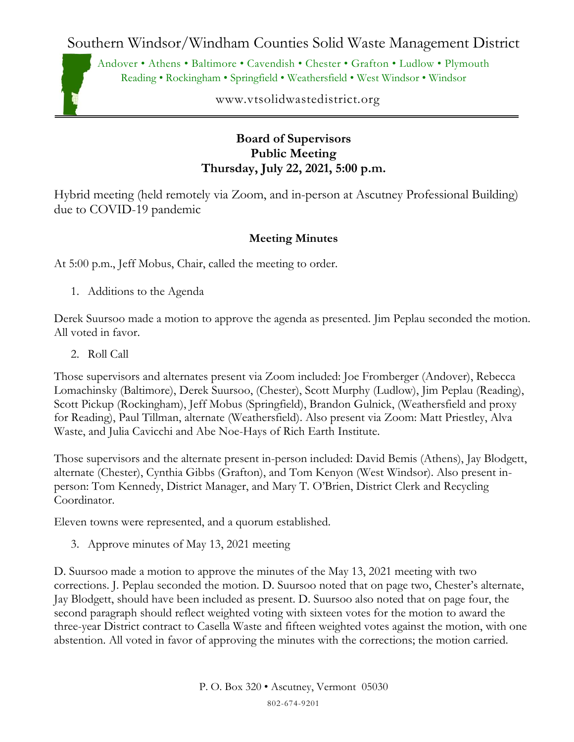# Southern Windsor/Windham Counties Solid Waste Management District

Andover • Athens • Baltimore • Cavendish • Chester • Grafton • Ludlow • Plymouth
Reading • Rockingham • Springfield • Weathersfield • West Windsor • Windsor

www.vtsolidwastedistrict.org

**Board of Supervisors**
**Public Meeting**
**Thursday, July 22, 2021, 5:00 p.m.**

Hybrid meeting (held remotely via Zoom, and in-person at Ascutney Professional Building) due to COVID-19 pandemic

**Meeting Minutes**

At 5:00 p.m., Jeff Mobus, Chair, called the meeting to order.

1. Additions to the Agenda

Derek Suursoo made a motion to approve the agenda as presented. Jim Peplau seconded the motion. All voted in favor.

2. Roll Call

Those supervisors and alternates present via Zoom included: Joe Fromberger (Andover), Rebecca Lomachinsky (Baltimore), Derek Suursoo, (Chester), Scott Murphy (Ludlow), Jim Peplau (Reading), Scott Pickup (Rockingham), Jeff Mobus (Springfield), Brandon Gulnick, (Weathersfield and proxy for Reading), Paul Tillman, alternate (Weathersfield). Also present via Zoom: Matt Priestley, Alva Waste, and Julia Cavicchi and Abe Noe-Hays of Rich Earth Institute.

Those supervisors and the alternate present in-person included: David Bemis (Athens), Jay Blodgett, alternate (Chester), Cynthia Gibbs (Grafton), and Tom Kenyon (West Windsor). Also present in-person: Tom Kennedy, District Manager, and Mary T. O'Brien, District Clerk and Recycling Coordinator.

Eleven towns were represented, and a quorum established.

3. Approve minutes of May 13, 2021 meeting

D. Suursoo made a motion to approve the minutes of the May 13, 2021 meeting with two corrections. J. Peplau seconded the motion. D. Suursoo noted that on page two, Chester's alternate, Jay Blodgett, should have been included as present. D. Suursoo also noted that on page four, the second paragraph should reflect weighted voting with sixteen votes for the motion to award the three-year District contract to Casella Waste and fifteen weighted votes against the motion, with one abstention. All voted in favor of approving the minutes with the corrections; the motion carried.

P. O. Box 320 • Ascutney, Vermont 05030
802-674-9201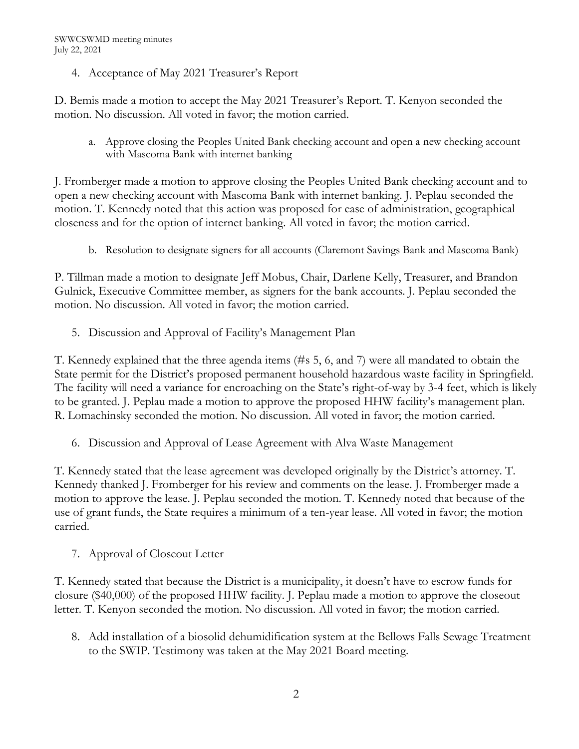4. Acceptance of May 2021 Treasurer's Report

D. Bemis made a motion to accept the May 2021 Treasurer's Report. T. Kenyon seconded the motion. No discussion. All voted in favor; the motion carried.

   a. Approve closing the Peoples United Bank checking account and open a new checking account with Mascoma Bank with internet banking

J. Fromberger made a motion to approve closing the Peoples United Bank checking account and to open a new checking account with Mascoma Bank with internet banking. J. Peplau seconded the motion. T. Kennedy noted that this action was proposed for ease of administration, geographical closeness and for the option of internet banking. All voted in favor; the motion carried.

   b. Resolution to designate signers for all accounts (Claremont Savings Bank and Mascoma Bank)

P. Tillman made a motion to designate Jeff Mobus, Chair, Darlene Kelly, Treasurer, and Brandon Gulnick, Executive Committee member, as signers for the bank accounts. J. Peplau seconded the motion. No discussion. All voted in favor; the motion carried.

5. Discussion and Approval of Facility's Management Plan

T. Kennedy explained that the three agenda items (#s 5, 6, and 7) were all mandated to obtain the State permit for the District's proposed permanent household hazardous waste facility in Springfield. The facility will need a variance for encroaching on the State's right-of-way by 3-4 feet, which is likely to be granted. J. Peplau made a motion to approve the proposed HHW facility's management plan. R. Lomachinsky seconded the motion. No discussion. All voted in favor; the motion carried.

6. Discussion and Approval of Lease Agreement with Alva Waste Management

T. Kennedy stated that the lease agreement was developed originally by the District's attorney. T. Kennedy thanked J. Fromberger for his review and comments on the lease. J. Fromberger made a motion to approve the lease. J. Peplau seconded the motion. T. Kennedy noted that because of the use of grant funds, the State requires a minimum of a ten-year lease. All voted in favor; the motion carried.

7. Approval of Closeout Letter

T. Kennedy stated that because the District is a municipality, it doesn't have to escrow funds for closure ($40,000) of the proposed HHW facility. J. Peplau made a motion to approve the closeout letter. T. Kenyon seconded the motion. No discussion. All voted in favor; the motion carried.

8. Add installation of a biosolid dehumidification system at the Bellows Falls Sewage Treatment to the SWIP. Testimony was taken at the May 2021 Board meeting.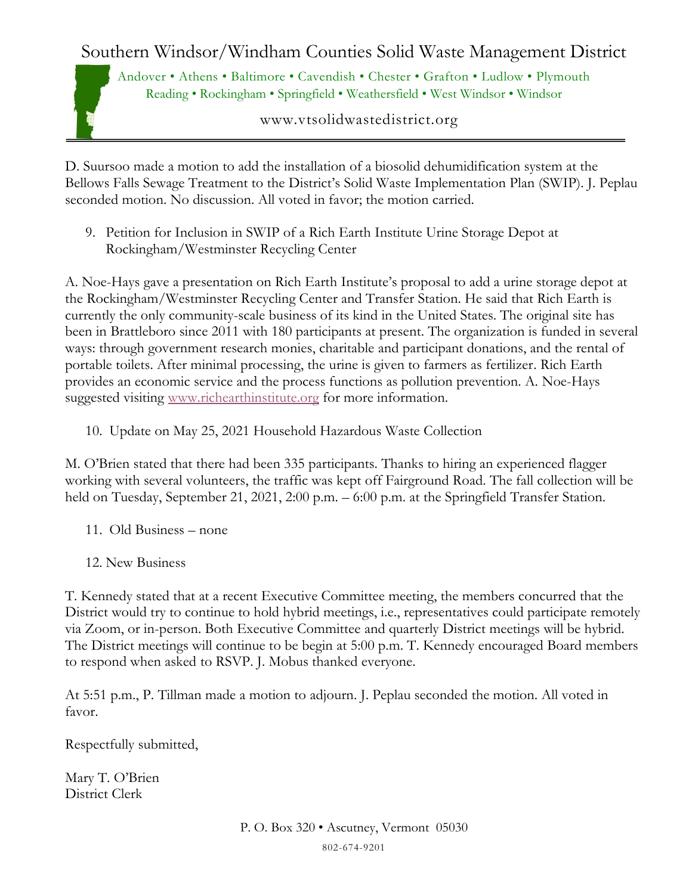D. Suursoo made a motion to add the installation of a biosolid dehumidification system at the Bellows Falls Sewage Treatment to the District's Solid Waste Implementation Plan (SWIP). J. Peplau seconded motion. No discussion. All voted in favor; the motion carried.

9. Petition for Inclusion in SWIP of a Rich Earth Institute Urine Storage Depot at Rockingham/Westminster Recycling Center

A. Noe-Hays gave a presentation on Rich Earth Institute's proposal to add a urine storage depot at the Rockingham/Westminster Recycling Center and Transfer Station. He said that Rich Earth is currently the only community-scale business of its kind in the United States. The original site has been in Brattleboro since 2011 with 180 participants at present. The organization is funded in several ways: through government research monies, charitable and participant donations, and the rental of portable toilets. After minimal processing, the urine is given to farmers as fertilizer. Rich Earth provides an economic service and the process functions as pollution prevention. A. Noe-Hays suggested visiting www.richearthinstitute.org for more information.

10. Update on May 25, 2021 Household Hazardous Waste Collection

M. O'Brien stated that there had been 335 participants. Thanks to hiring an experienced flagger working with several volunteers, the traffic was kept off Fairground Road. The fall collection will be held on Tuesday, September 21, 2021, 2:00 p.m. – 6:00 p.m. at the Springfield Transfer Station.

11. Old Business – none

12. New Business

T. Kennedy stated that at a recent Executive Committee meeting, the members concurred that the District would try to continue to hold hybrid meetings, i.e., representatives could participate remotely via Zoom, or in-person. Both Executive Committee and quarterly District meetings will be hybrid. The District meetings will continue to be begin at 5:00 p.m. T. Kennedy encouraged Board members to respond when asked to RSVP. J. Mobus thanked everyone.

At 5:51 p.m., P. Tillman made a motion to adjourn. J. Peplau seconded the motion. All voted in favor.

Respectfully submitted,

Mary T. O'Brien
District Clerk